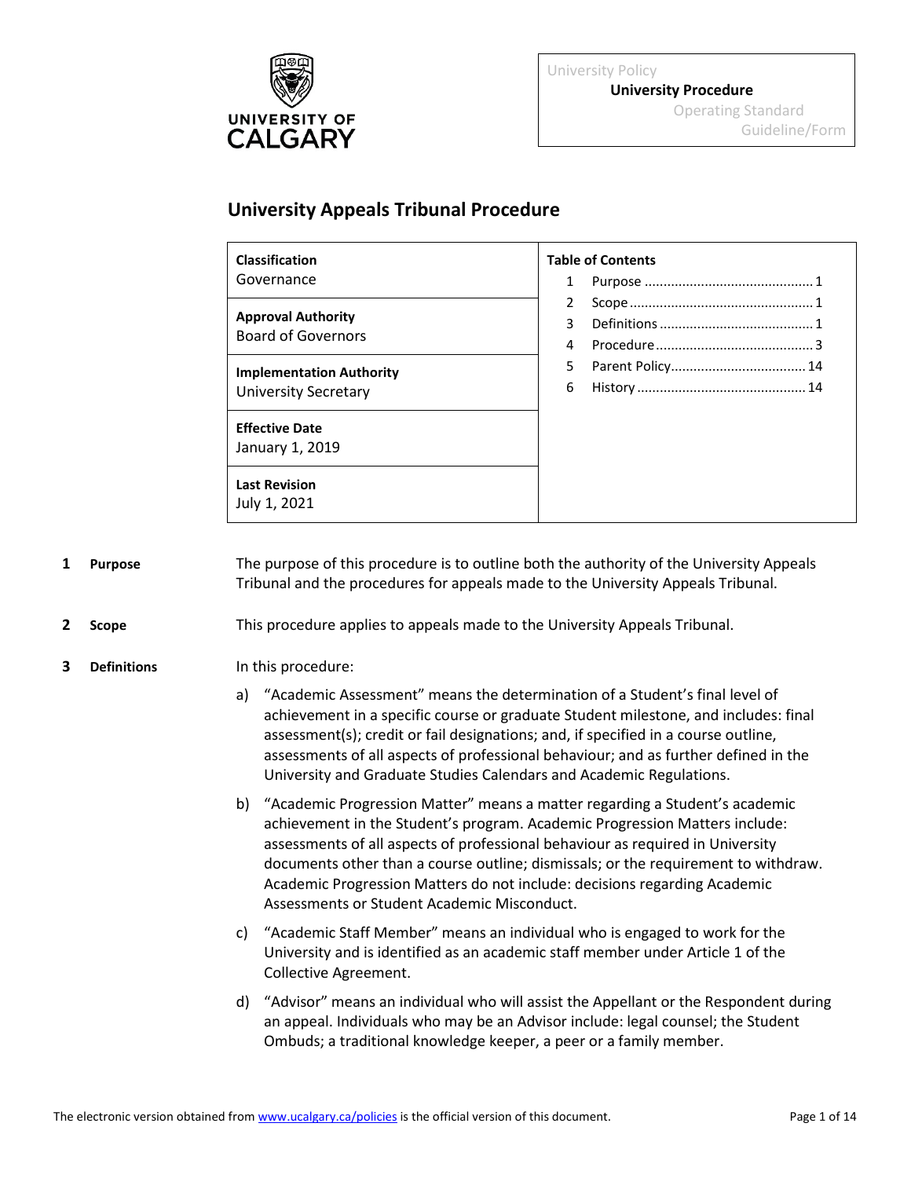UNIVERSITY OF CALGARY

| |
|---|
| University Policy |
| **University Procedure** |
| Operating Standard |
| Guideline/Form |

# University Appeals Tribunal Procedure

| | |
|---|---|
| **Classification** Governance | **Table of Contents** |
| **Approval Authority** Board of Governors | 1 Purpose ........ 1 |
| **Implementation Authority** University Secretary | 2 Scope ........ 1 |
| **Effective Date** January 1, 2019 | 3 Definitions ........ 1 |
| **Last Revision** July 1, 2021 | 4 Procedure ........ 3<br>5 Parent Policy ........ 14<br>6 History ........ 14 |

## 1 Purpose

The purpose of this procedure is to outline both the authority of the University Appeals Tribunal and the procedures for appeals made to the University Appeals Tribunal.

## 2 Scope

This procedure applies to appeals made to the University Appeals Tribunal.

## 3 Definitions

In this procedure:

a) "Academic Assessment" means the determination of a Student's final level of achievement in a specific course or graduate Student milestone, and includes: final assessment(s); credit or fail designations; and, if specified in a course outline, assessments of all aspects of professional behaviour; and as further defined in the University and Graduate Studies Calendars and Academic Regulations.

b) "Academic Progression Matter" means a matter regarding a Student's academic achievement in the Student's program. Academic Progression Matters include: assessments of all aspects of professional behaviour as required in University documents other than a course outline; dismissals; or the requirement to withdraw. Academic Progression Matters do not include: decisions regarding Academic Assessments or Student Academic Misconduct.

c) "Academic Staff Member" means an individual who is engaged to work for the University and is identified as an academic staff member under Article 1 of the Collective Agreement.

d) "Advisor" means an individual who will assist the Appellant or the Respondent during an appeal. Individuals who may be an Advisor include: legal counsel; the Student Ombuds; a traditional knowledge keeper, a peer or a family member.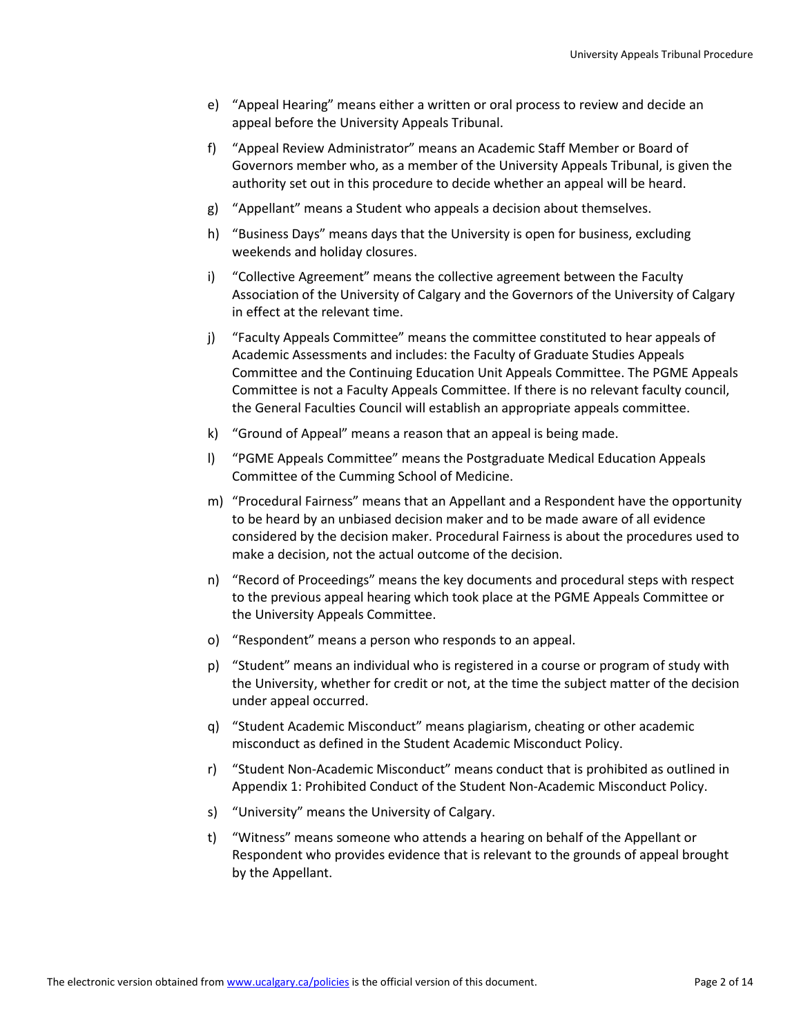e) "Appeal Hearing" means either a written or oral process to review and decide an appeal before the University Appeals Tribunal.

f) "Appeal Review Administrator" means an Academic Staff Member or Board of Governors member who, as a member of the University Appeals Tribunal, is given the authority set out in this procedure to decide whether an appeal will be heard.

g) "Appellant" means a Student who appeals a decision about themselves.

h) "Business Days" means days that the University is open for business, excluding weekends and holiday closures.

i) "Collective Agreement" means the collective agreement between the Faculty Association of the University of Calgary and the Governors of the University of Calgary in effect at the relevant time.

j) "Faculty Appeals Committee" means the committee constituted to hear appeals of Academic Assessments and includes: the Faculty of Graduate Studies Appeals Committee and the Continuing Education Unit Appeals Committee. The PGME Appeals Committee is not a Faculty Appeals Committee. If there is no relevant faculty council, the General Faculties Council will establish an appropriate appeals committee.

k) "Ground of Appeal" means a reason that an appeal is being made.

l) "PGME Appeals Committee" means the Postgraduate Medical Education Appeals Committee of the Cumming School of Medicine.

m) "Procedural Fairness" means that an Appellant and a Respondent have the opportunity to be heard by an unbiased decision maker and to be made aware of all evidence considered by the decision maker. Procedural Fairness is about the procedures used to make a decision, not the actual outcome of the decision.

n) "Record of Proceedings" means the key documents and procedural steps with respect to the previous appeal hearing which took place at the PGME Appeals Committee or the University Appeals Committee.

o) "Respondent" means a person who responds to an appeal.

p) "Student" means an individual who is registered in a course or program of study with the University, whether for credit or not, at the time the subject matter of the decision under appeal occurred.

q) "Student Academic Misconduct" means plagiarism, cheating or other academic misconduct as defined in the Student Academic Misconduct Policy.

r) "Student Non-Academic Misconduct" means conduct that is prohibited as outlined in Appendix 1: Prohibited Conduct of the Student Non-Academic Misconduct Policy.

s) "University" means the University of Calgary.

t) "Witness" means someone who attends a hearing on behalf of the Appellant or Respondent who provides evidence that is relevant to the grounds of appeal brought by the Appellant.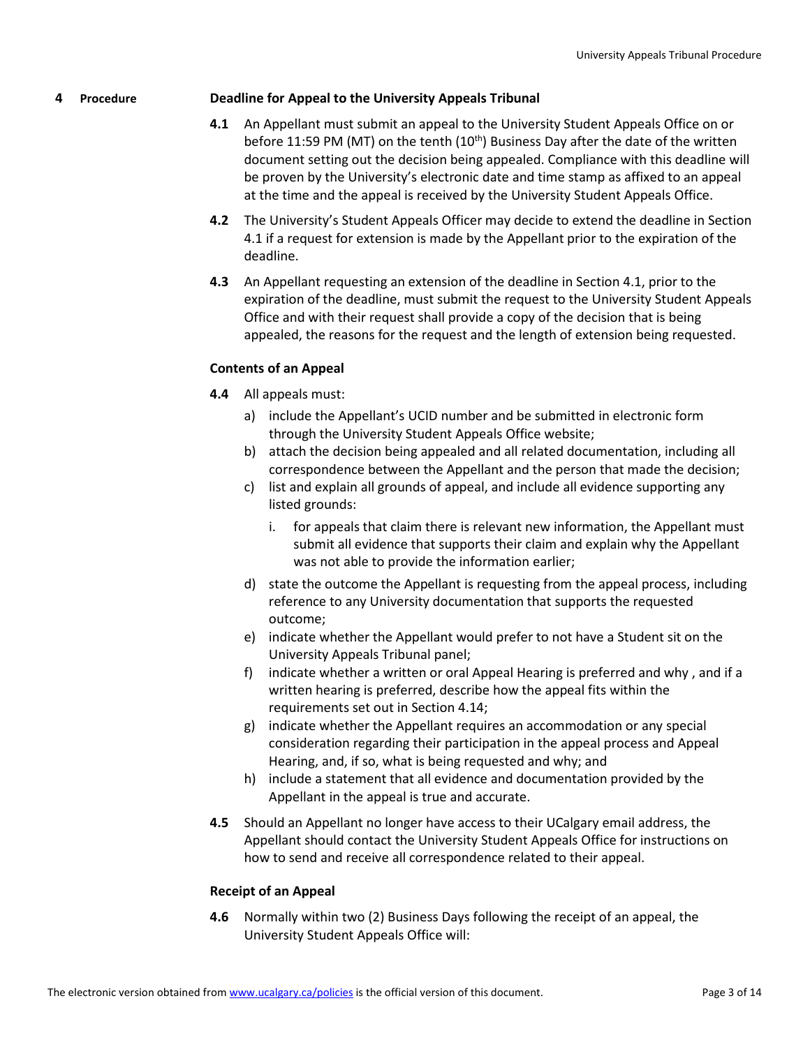## 4 Procedure

### Deadline for Appeal to the University Appeals Tribunal

**4.1** An Appellant must submit an appeal to the University Student Appeals Office on or before 11:59 PM (MT) on the tenth (10th) Business Day after the date of the written document setting out the decision being appealed. Compliance with this deadline will be proven by the University's electronic date and time stamp as affixed to an appeal at the time and the appeal is received by the University Student Appeals Office.

**4.2** The University's Student Appeals Officer may decide to extend the deadline in Section 4.1 if a request for extension is made by the Appellant prior to the expiration of the deadline.

**4.3** An Appellant requesting an extension of the deadline in Section 4.1, prior to the expiration of the deadline, must submit the request to the University Student Appeals Office and with their request shall provide a copy of the decision that is being appealed, the reasons for the request and the length of extension being requested.

### Contents of an Appeal

**4.4** All appeals must:

a) include the Appellant's UCID number and be submitted in electronic form through the University Student Appeals Office website;

b) attach the decision being appealed and all related documentation, including all correspondence between the Appellant and the person that made the decision;

c) list and explain all grounds of appeal, and include all evidence supporting any listed grounds:

   i. for appeals that claim there is relevant new information, the Appellant must submit all evidence that supports their claim and explain why the Appellant was not able to provide the information earlier;

d) state the outcome the Appellant is requesting from the appeal process, including reference to any University documentation that supports the requested outcome;

e) indicate whether the Appellant would prefer to not have a Student sit on the University Appeals Tribunal panel;

f) indicate whether a written or oral Appeal Hearing is preferred and why , and if a written hearing is preferred, describe how the appeal fits within the requirements set out in Section 4.14;

g) indicate whether the Appellant requires an accommodation or any special consideration regarding their participation in the appeal process and Appeal Hearing, and, if so, what is being requested and why; and

h) include a statement that all evidence and documentation provided by the Appellant in the appeal is true and accurate.

**4.5** Should an Appellant no longer have access to their UCalgary email address, the Appellant should contact the University Student Appeals Office for instructions on how to send and receive all correspondence related to their appeal.

### Receipt of an Appeal

**4.6** Normally within two (2) Business Days following the receipt of an appeal, the University Student Appeals Office will: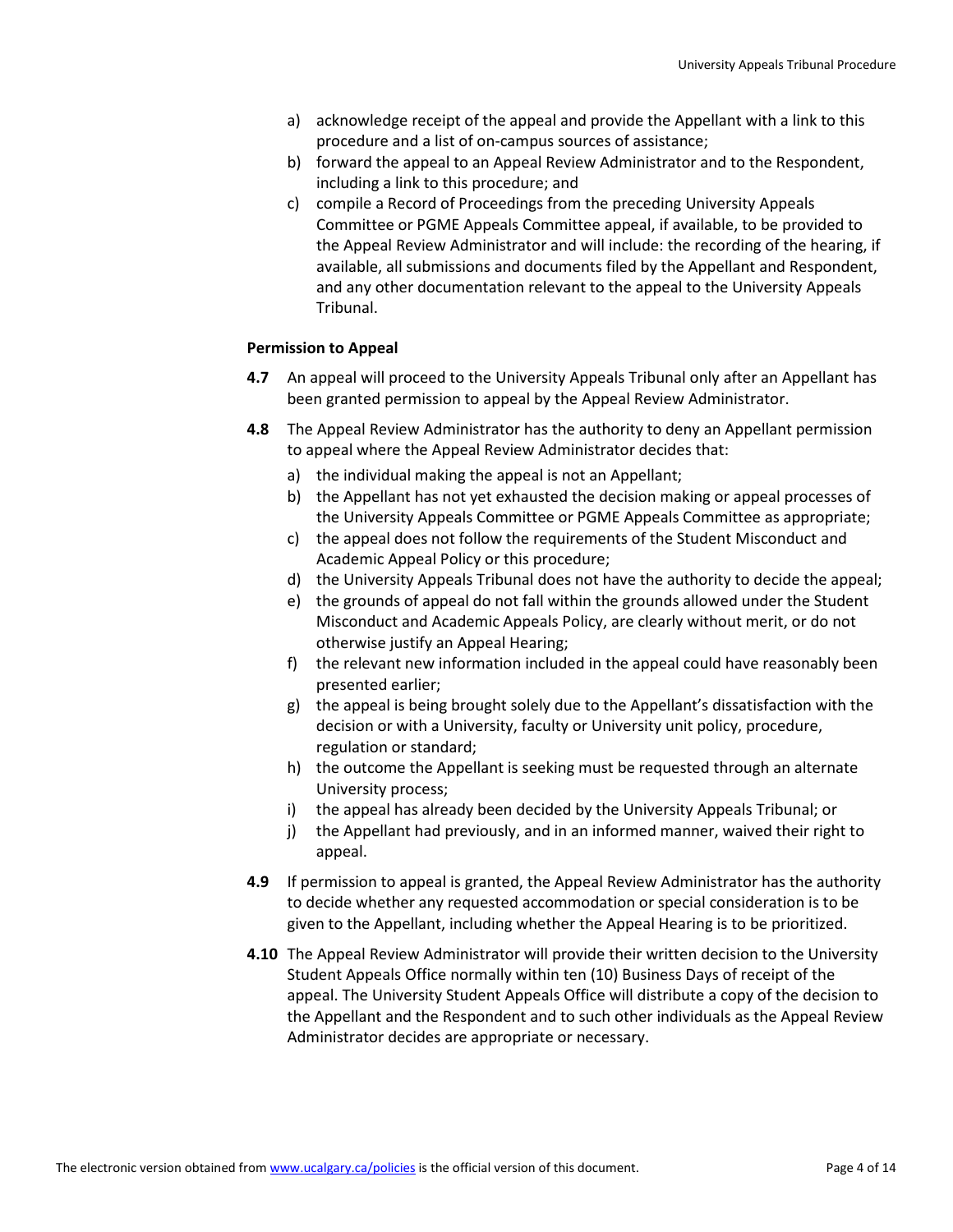a) acknowledge receipt of the appeal and provide the Appellant with a link to this procedure and a list of on-campus sources of assistance;
b) forward the appeal to an Appeal Review Administrator and to the Respondent, including a link to this procedure; and
c) compile a Record of Proceedings from the preceding University Appeals Committee or PGME Appeals Committee appeal, if available, to be provided to the Appeal Review Administrator and will include: the recording of the hearing, if available, all submissions and documents filed by the Appellant and Respondent, and any other documentation relevant to the appeal to the University Appeals Tribunal.

**Permission to Appeal**

**4.7** An appeal will proceed to the University Appeals Tribunal only after an Appellant has been granted permission to appeal by the Appeal Review Administrator.

**4.8** The Appeal Review Administrator has the authority to deny an Appellant permission to appeal where the Appeal Review Administrator decides that:

a) the individual making the appeal is not an Appellant;
b) the Appellant has not yet exhausted the decision making or appeal processes of the University Appeals Committee or PGME Appeals Committee as appropriate;
c) the appeal does not follow the requirements of the Student Misconduct and Academic Appeal Policy or this procedure;
d) the University Appeals Tribunal does not have the authority to decide the appeal;
e) the grounds of appeal do not fall within the grounds allowed under the Student Misconduct and Academic Appeals Policy, are clearly without merit, or do not otherwise justify an Appeal Hearing;
f) the relevant new information included in the appeal could have reasonably been presented earlier;
g) the appeal is being brought solely due to the Appellant's dissatisfaction with the decision or with a University, faculty or University unit policy, procedure, regulation or standard;
h) the outcome the Appellant is seeking must be requested through an alternate University process;
i) the appeal has already been decided by the University Appeals Tribunal; or
j) the Appellant had previously, and in an informed manner, waived their right to appeal.

**4.9** If permission to appeal is granted, the Appeal Review Administrator has the authority to decide whether any requested accommodation or special consideration is to be given to the Appellant, including whether the Appeal Hearing is to be prioritized.

**4.10** The Appeal Review Administrator will provide their written decision to the University Student Appeals Office normally within ten (10) Business Days of receipt of the appeal. The University Student Appeals Office will distribute a copy of the decision to the Appellant and the Respondent and to such other individuals as the Appeal Review Administrator decides are appropriate or necessary.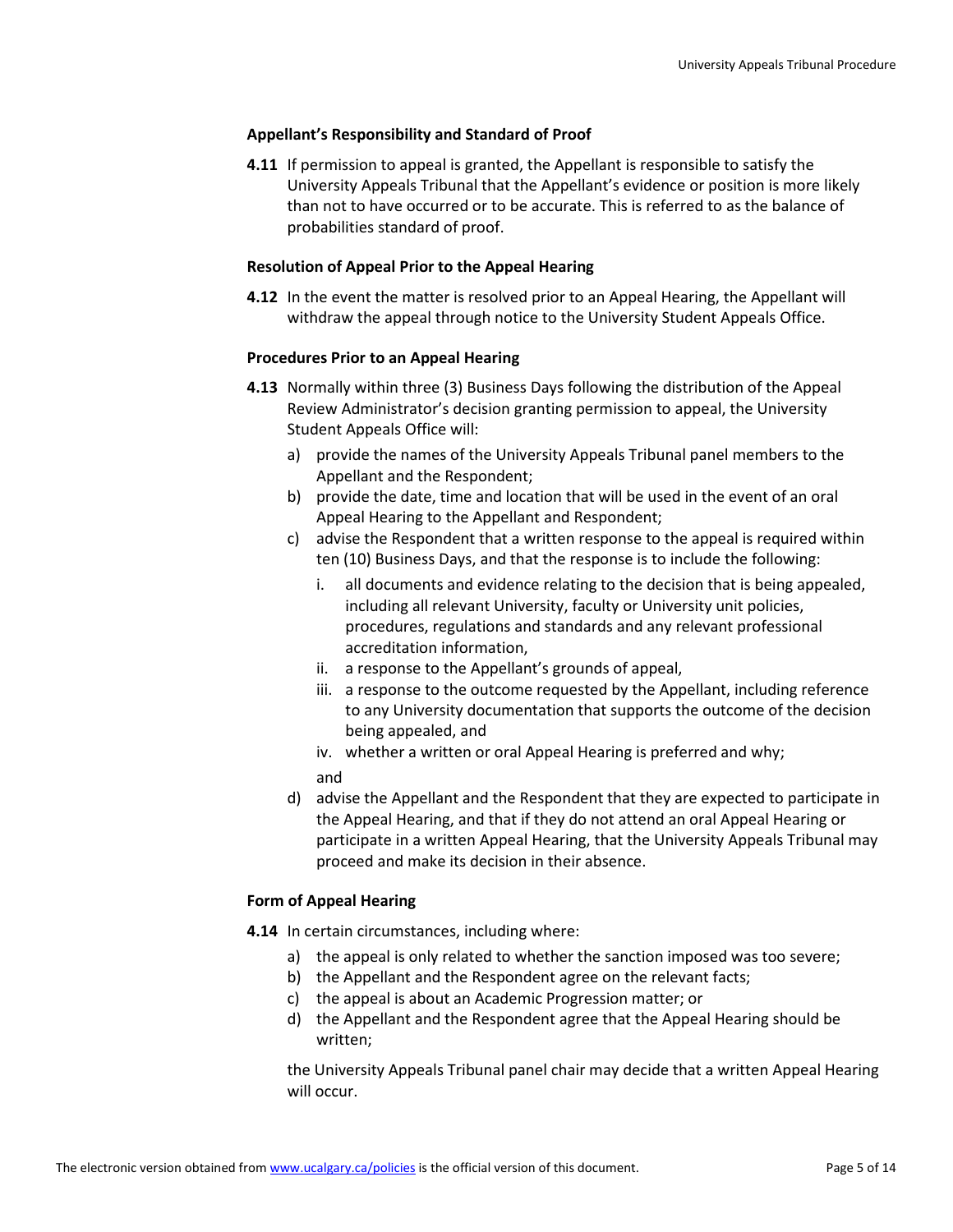### Appellant's Responsibility and Standard of Proof

**4.11** If permission to appeal is granted, the Appellant is responsible to satisfy the University Appeals Tribunal that the Appellant's evidence or position is more likely than not to have occurred or to be accurate. This is referred to as the balance of probabilities standard of proof.

### Resolution of Appeal Prior to the Appeal Hearing

**4.12** In the event the matter is resolved prior to an Appeal Hearing, the Appellant will withdraw the appeal through notice to the University Student Appeals Office.

### Procedures Prior to an Appeal Hearing

**4.13** Normally within three (3) Business Days following the distribution of the Appeal Review Administrator's decision granting permission to appeal, the University Student Appeals Office will:

a) provide the names of the University Appeals Tribunal panel members to the Appellant and the Respondent;

b) provide the date, time and location that will be used in the event of an oral Appeal Hearing to the Appellant and Respondent;

c) advise the Respondent that a written response to the appeal is required within ten (10) Business Days, and that the response is to include the following:

   i. all documents and evidence relating to the decision that is being appealed, including all relevant University, faculty or University unit policies, procedures, regulations and standards and any relevant professional accreditation information,

   ii. a response to the Appellant's grounds of appeal,

   iii. a response to the outcome requested by the Appellant, including reference to any University documentation that supports the outcome of the decision being appealed, and

   iv. whether a written or oral Appeal Hearing is preferred and why;

   and

d) advise the Appellant and the Respondent that they are expected to participate in the Appeal Hearing, and that if they do not attend an oral Appeal Hearing or participate in a written Appeal Hearing, that the University Appeals Tribunal may proceed and make its decision in their absence.

### Form of Appeal Hearing

**4.14** In certain circumstances, including where:

a) the appeal is only related to whether the sanction imposed was too severe;

b) the Appellant and the Respondent agree on the relevant facts;

c) the appeal is about an Academic Progression matter; or

d) the Appellant and the Respondent agree that the Appeal Hearing should be written;

the University Appeals Tribunal panel chair may decide that a written Appeal Hearing will occur.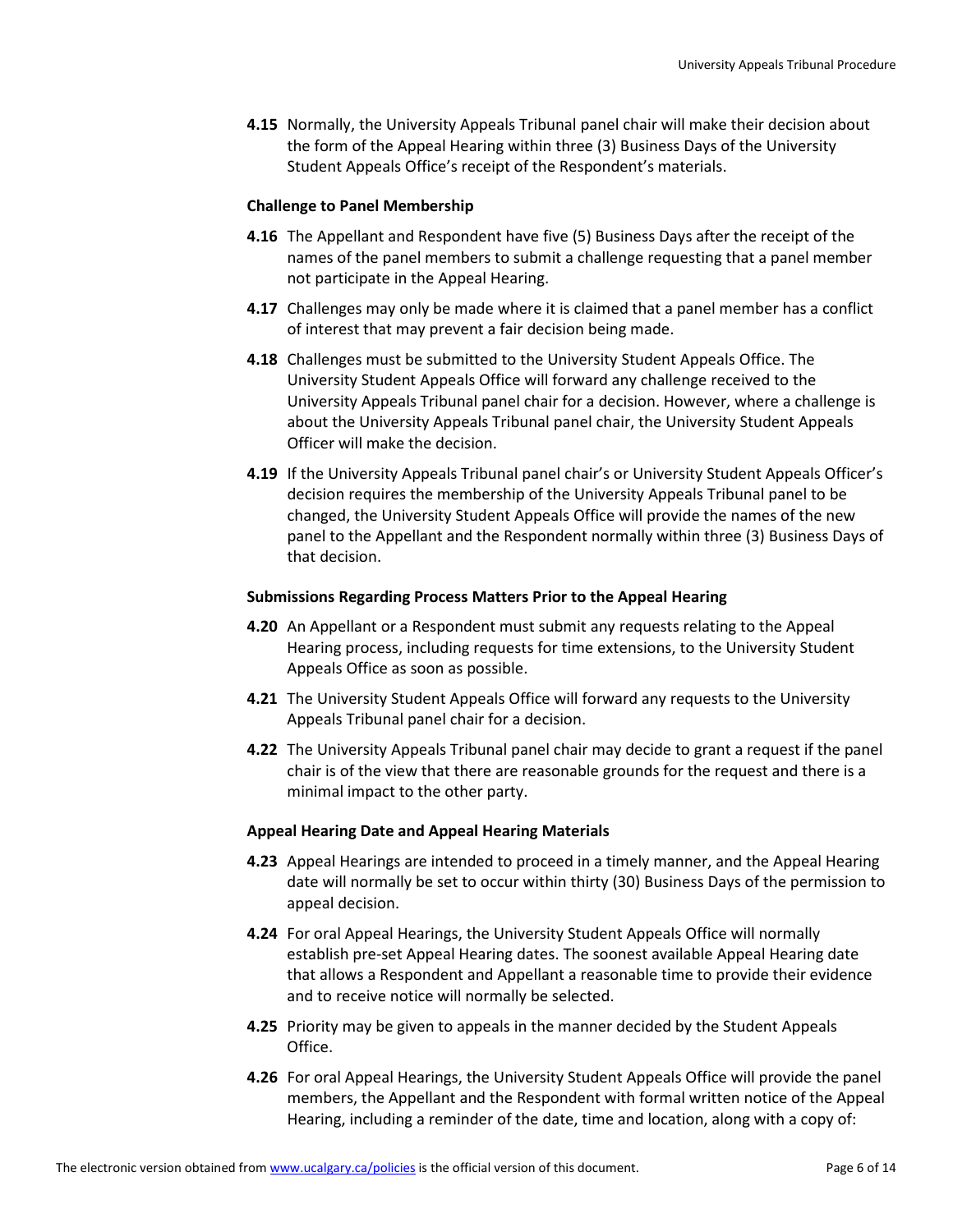**4.15** Normally, the University Appeals Tribunal panel chair will make their decision about the form of the Appeal Hearing within three (3) Business Days of the University Student Appeals Office's receipt of the Respondent's materials.

**Challenge to Panel Membership**

**4.16** The Appellant and Respondent have five (5) Business Days after the receipt of the names of the panel members to submit a challenge requesting that a panel member not participate in the Appeal Hearing.

**4.17** Challenges may only be made where it is claimed that a panel member has a conflict of interest that may prevent a fair decision being made.

**4.18** Challenges must be submitted to the University Student Appeals Office. The University Student Appeals Office will forward any challenge received to the University Appeals Tribunal panel chair for a decision. However, where a challenge is about the University Appeals Tribunal panel chair, the University Student Appeals Officer will make the decision.

**4.19** If the University Appeals Tribunal panel chair's or University Student Appeals Officer's decision requires the membership of the University Appeals Tribunal panel to be changed, the University Student Appeals Office will provide the names of the new panel to the Appellant and the Respondent normally within three (3) Business Days of that decision.

**Submissions Regarding Process Matters Prior to the Appeal Hearing**

**4.20** An Appellant or a Respondent must submit any requests relating to the Appeal Hearing process, including requests for time extensions, to the University Student Appeals Office as soon as possible.

**4.21** The University Student Appeals Office will forward any requests to the University Appeals Tribunal panel chair for a decision.

**4.22** The University Appeals Tribunal panel chair may decide to grant a request if the panel chair is of the view that there are reasonable grounds for the request and there is a minimal impact to the other party.

**Appeal Hearing Date and Appeal Hearing Materials**

**4.23** Appeal Hearings are intended to proceed in a timely manner, and the Appeal Hearing date will normally be set to occur within thirty (30) Business Days of the permission to appeal decision.

**4.24** For oral Appeal Hearings, the University Student Appeals Office will normally establish pre-set Appeal Hearing dates. The soonest available Appeal Hearing date that allows a Respondent and Appellant a reasonable time to provide their evidence and to receive notice will normally be selected.

**4.25** Priority may be given to appeals in the manner decided by the Student Appeals Office.

**4.26** For oral Appeal Hearings, the University Student Appeals Office will provide the panel members, the Appellant and the Respondent with formal written notice of the Appeal Hearing, including a reminder of the date, time and location, along with a copy of: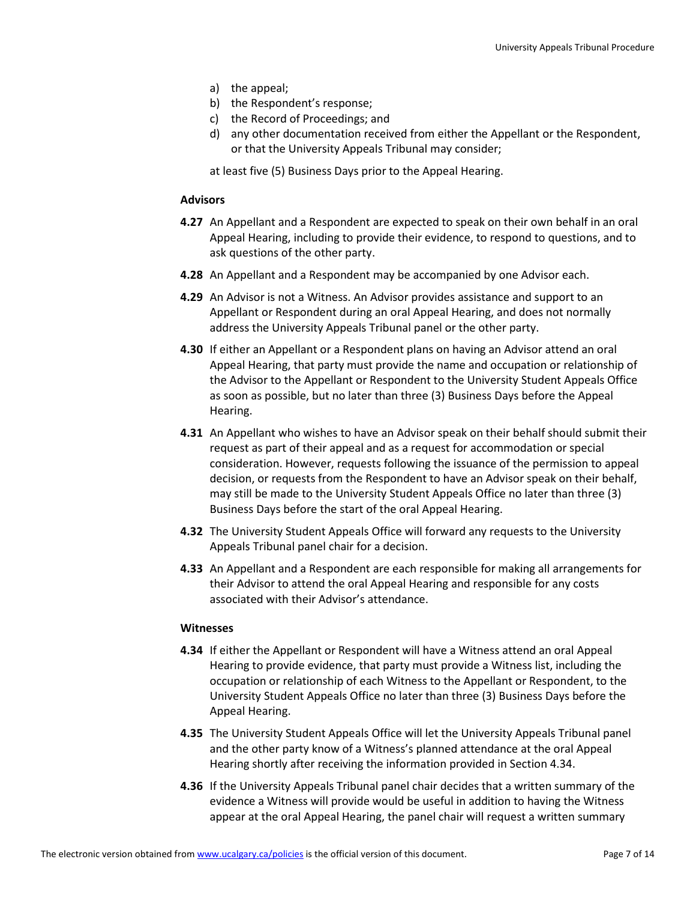a) the appeal;
b) the Respondent's response;
c) the Record of Proceedings; and
d) any other documentation received from either the Appellant or the Respondent, or that the University Appeals Tribunal may consider;

at least five (5) Business Days prior to the Appeal Hearing.

**Advisors**

**4.27** An Appellant and a Respondent are expected to speak on their own behalf in an oral Appeal Hearing, including to provide their evidence, to respond to questions, and to ask questions of the other party.

**4.28** An Appellant and a Respondent may be accompanied by one Advisor each.

**4.29** An Advisor is not a Witness. An Advisor provides assistance and support to an Appellant or Respondent during an oral Appeal Hearing, and does not normally address the University Appeals Tribunal panel or the other party.

**4.30** If either an Appellant or a Respondent plans on having an Advisor attend an oral Appeal Hearing, that party must provide the name and occupation or relationship of the Advisor to the Appellant or Respondent to the University Student Appeals Office as soon as possible, but no later than three (3) Business Days before the Appeal Hearing.

**4.31** An Appellant who wishes to have an Advisor speak on their behalf should submit their request as part of their appeal and as a request for accommodation or special consideration. However, requests following the issuance of the permission to appeal decision, or requests from the Respondent to have an Advisor speak on their behalf, may still be made to the University Student Appeals Office no later than three (3) Business Days before the start of the oral Appeal Hearing.

**4.32** The University Student Appeals Office will forward any requests to the University Appeals Tribunal panel chair for a decision.

**4.33** An Appellant and a Respondent are each responsible for making all arrangements for their Advisor to attend the oral Appeal Hearing and responsible for any costs associated with their Advisor's attendance.

**Witnesses**

**4.34** If either the Appellant or Respondent will have a Witness attend an oral Appeal Hearing to provide evidence, that party must provide a Witness list, including the occupation or relationship of each Witness to the Appellant or Respondent, to the University Student Appeals Office no later than three (3) Business Days before the Appeal Hearing.

**4.35** The University Student Appeals Office will let the University Appeals Tribunal panel and the other party know of a Witness's planned attendance at the oral Appeal Hearing shortly after receiving the information provided in Section 4.34.

**4.36** If the University Appeals Tribunal panel chair decides that a written summary of the evidence a Witness will provide would be useful in addition to having the Witness appear at the oral Appeal Hearing, the panel chair will request a written summary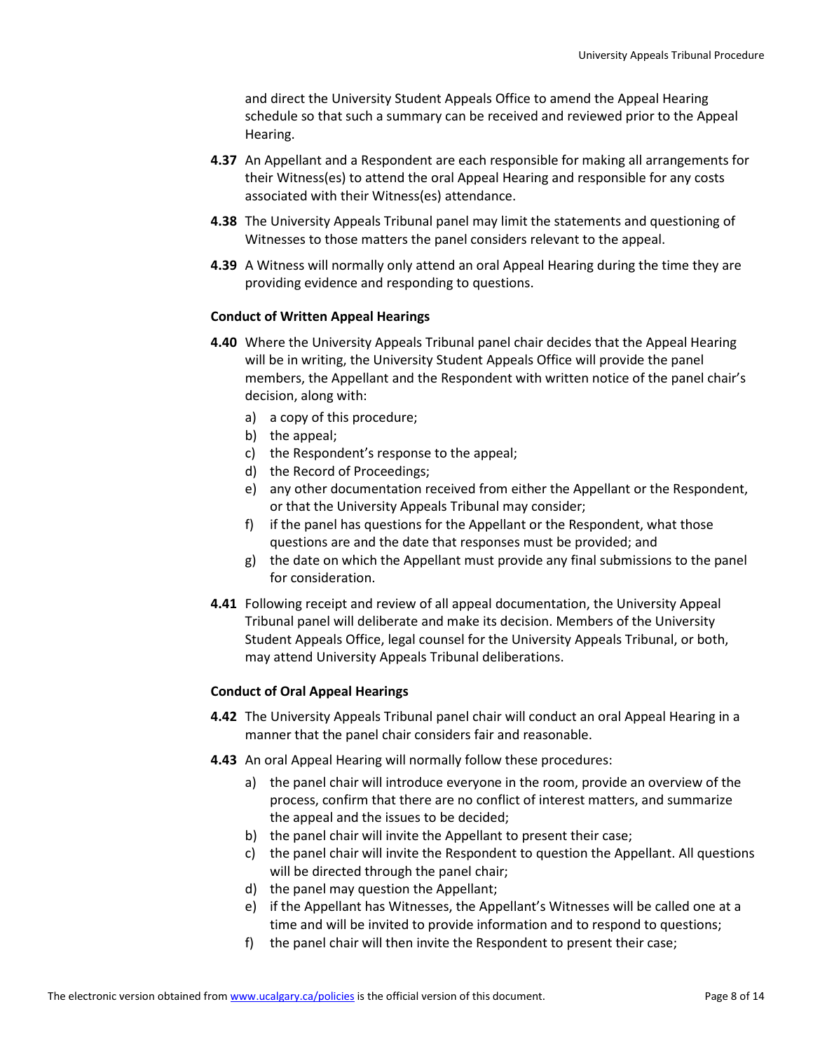and direct the University Student Appeals Office to amend the Appeal Hearing schedule so that such a summary can be received and reviewed prior to the Appeal Hearing.

**4.37** An Appellant and a Respondent are each responsible for making all arrangements for their Witness(es) to attend the oral Appeal Hearing and responsible for any costs associated with their Witness(es) attendance.

**4.38** The University Appeals Tribunal panel may limit the statements and questioning of Witnesses to those matters the panel considers relevant to the appeal.

**4.39** A Witness will normally only attend an oral Appeal Hearing during the time they are providing evidence and responding to questions.

**Conduct of Written Appeal Hearings**

**4.40** Where the University Appeals Tribunal panel chair decides that the Appeal Hearing will be in writing, the University Student Appeals Office will provide the panel members, the Appellant and the Respondent with written notice of the panel chair's decision, along with:

a) a copy of this procedure;
b) the appeal;
c) the Respondent's response to the appeal;
d) the Record of Proceedings;
e) any other documentation received from either the Appellant or the Respondent, or that the University Appeals Tribunal may consider;
f) if the panel has questions for the Appellant or the Respondent, what those questions are and the date that responses must be provided; and
g) the date on which the Appellant must provide any final submissions to the panel for consideration.

**4.41** Following receipt and review of all appeal documentation, the University Appeal Tribunal panel will deliberate and make its decision. Members of the University Student Appeals Office, legal counsel for the University Appeals Tribunal, or both, may attend University Appeals Tribunal deliberations.

**Conduct of Oral Appeal Hearings**

**4.42** The University Appeals Tribunal panel chair will conduct an oral Appeal Hearing in a manner that the panel chair considers fair and reasonable.

**4.43** An oral Appeal Hearing will normally follow these procedures:

a) the panel chair will introduce everyone in the room, provide an overview of the process, confirm that there are no conflict of interest matters, and summarize the appeal and the issues to be decided;
b) the panel chair will invite the Appellant to present their case;
c) the panel chair will invite the Respondent to question the Appellant. All questions will be directed through the panel chair;
d) the panel may question the Appellant;
e) if the Appellant has Witnesses, the Appellant's Witnesses will be called one at a time and will be invited to provide information and to respond to questions;
f) the panel chair will then invite the Respondent to present their case;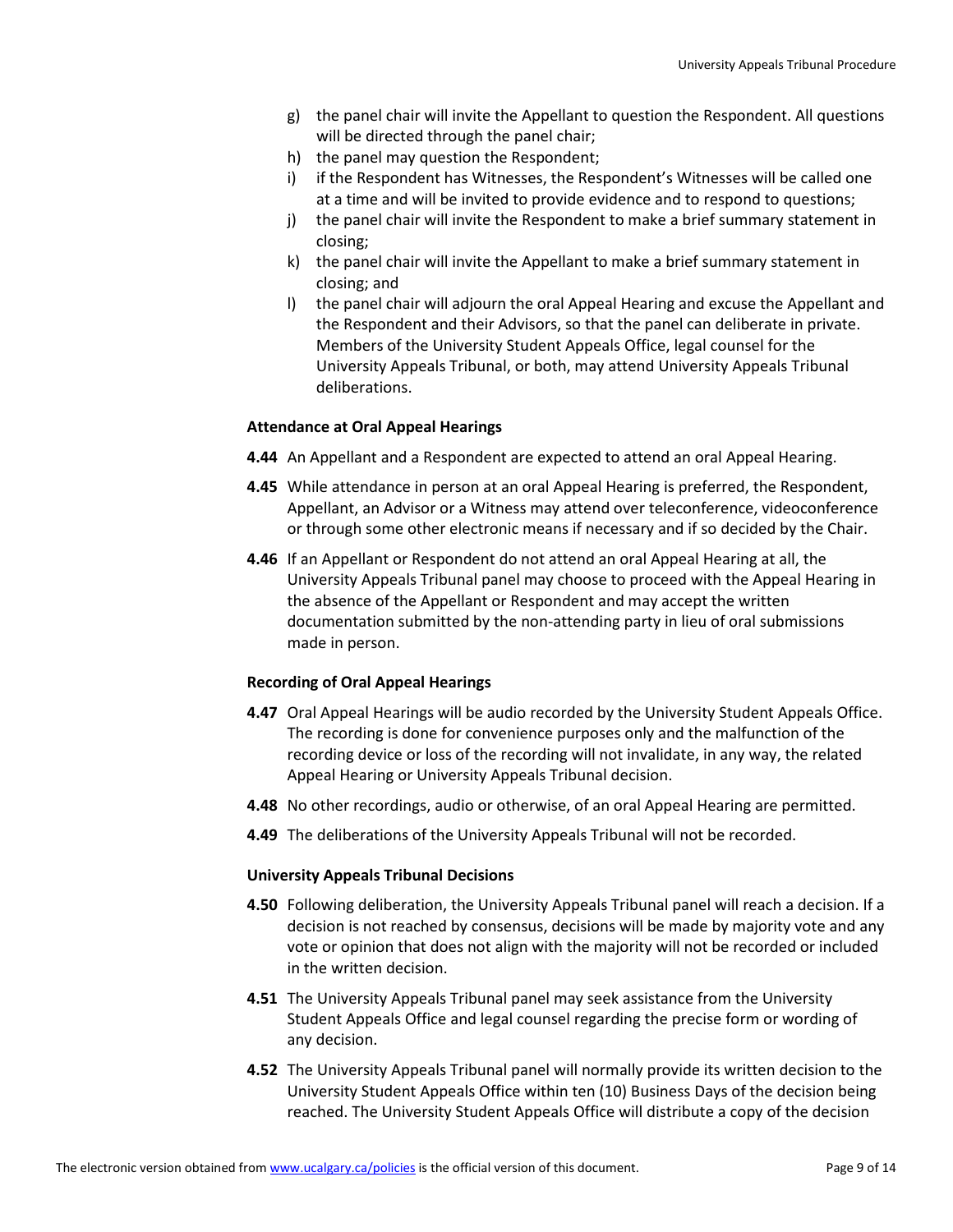g) the panel chair will invite the Appellant to question the Respondent. All questions will be directed through the panel chair;
h) the panel may question the Respondent;
i) if the Respondent has Witnesses, the Respondent's Witnesses will be called one at a time and will be invited to provide evidence and to respond to questions;
j) the panel chair will invite the Respondent to make a brief summary statement in closing;
k) the panel chair will invite the Appellant to make a brief summary statement in closing; and
l) the panel chair will adjourn the oral Appeal Hearing and excuse the Appellant and the Respondent and their Advisors, so that the panel can deliberate in private. Members of the University Student Appeals Office, legal counsel for the University Appeals Tribunal, or both, may attend University Appeals Tribunal deliberations.

### Attendance at Oral Appeal Hearings

**4.44** An Appellant and a Respondent are expected to attend an oral Appeal Hearing.

**4.45** While attendance in person at an oral Appeal Hearing is preferred, the Respondent, Appellant, an Advisor or a Witness may attend over teleconference, videoconference or through some other electronic means if necessary and if so decided by the Chair.

**4.46** If an Appellant or Respondent do not attend an oral Appeal Hearing at all, the University Appeals Tribunal panel may choose to proceed with the Appeal Hearing in the absence of the Appellant or Respondent and may accept the written documentation submitted by the non-attending party in lieu of oral submissions made in person.

### Recording of Oral Appeal Hearings

**4.47** Oral Appeal Hearings will be audio recorded by the University Student Appeals Office. The recording is done for convenience purposes only and the malfunction of the recording device or loss of the recording will not invalidate, in any way, the related Appeal Hearing or University Appeals Tribunal decision.

**4.48** No other recordings, audio or otherwise, of an oral Appeal Hearing are permitted.

**4.49** The deliberations of the University Appeals Tribunal will not be recorded.

### University Appeals Tribunal Decisions

**4.50** Following deliberation, the University Appeals Tribunal panel will reach a decision. If a decision is not reached by consensus, decisions will be made by majority vote and any vote or opinion that does not align with the majority will not be recorded or included in the written decision.

**4.51** The University Appeals Tribunal panel may seek assistance from the University Student Appeals Office and legal counsel regarding the precise form or wording of any decision.

**4.52** The University Appeals Tribunal panel will normally provide its written decision to the University Student Appeals Office within ten (10) Business Days of the decision being reached. The University Student Appeals Office will distribute a copy of the decision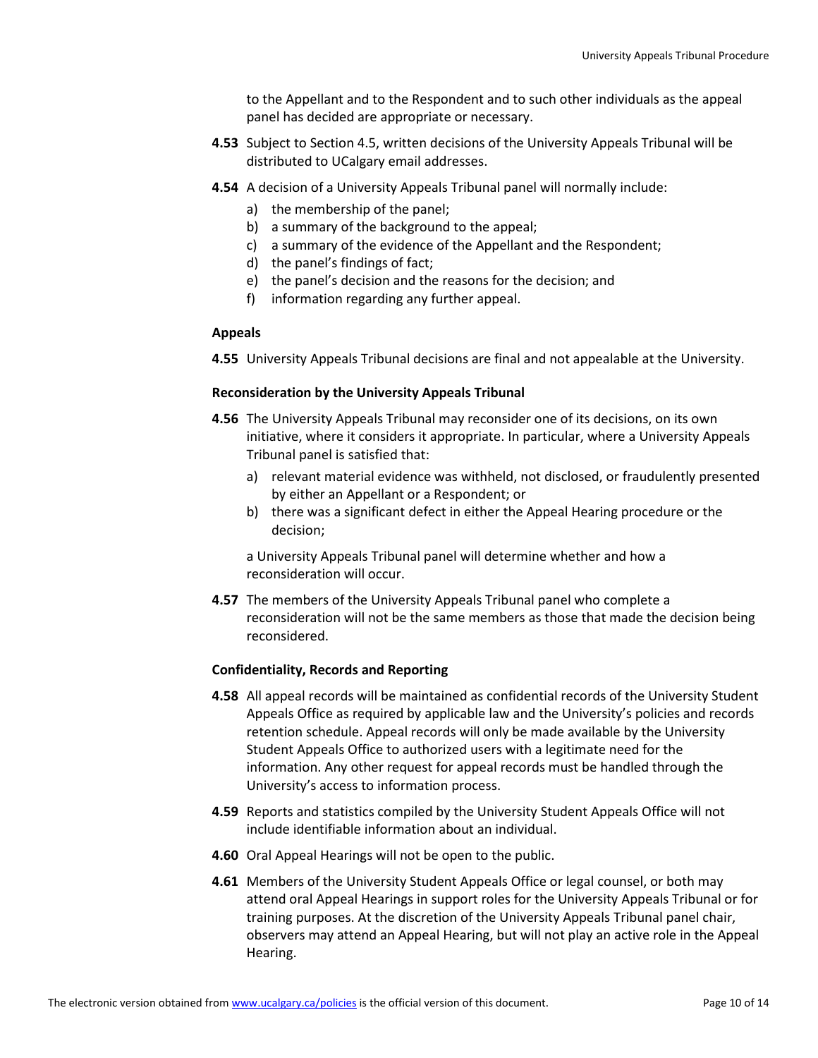to the Appellant and to the Respondent and to such other individuals as the appeal panel has decided are appropriate or necessary.

**4.53** Subject to Section 4.5, written decisions of the University Appeals Tribunal will be distributed to UCalgary email addresses.

**4.54** A decision of a University Appeals Tribunal panel will normally include:

a) the membership of the panel;
b) a summary of the background to the appeal;
c) a summary of the evidence of the Appellant and the Respondent;
d) the panel's findings of fact;
e) the panel's decision and the reasons for the decision; and
f) information regarding any further appeal.

**Appeals**

**4.55** University Appeals Tribunal decisions are final and not appealable at the University.

**Reconsideration by the University Appeals Tribunal**

**4.56** The University Appeals Tribunal may reconsider one of its decisions, on its own initiative, where it considers it appropriate. In particular, where a University Appeals Tribunal panel is satisfied that:

a) relevant material evidence was withheld, not disclosed, or fraudulently presented by either an Appellant or a Respondent; or
b) there was a significant defect in either the Appeal Hearing procedure or the decision;

a University Appeals Tribunal panel will determine whether and how a reconsideration will occur.

**4.57** The members of the University Appeals Tribunal panel who complete a reconsideration will not be the same members as those that made the decision being reconsidered.

**Confidentiality, Records and Reporting**

**4.58** All appeal records will be maintained as confidential records of the University Student Appeals Office as required by applicable law and the University's policies and records retention schedule. Appeal records will only be made available by the University Student Appeals Office to authorized users with a legitimate need for the information. Any other request for appeal records must be handled through the University's access to information process.

**4.59** Reports and statistics compiled by the University Student Appeals Office will not include identifiable information about an individual.

**4.60** Oral Appeal Hearings will not be open to the public.

**4.61** Members of the University Student Appeals Office or legal counsel, or both may attend oral Appeal Hearings in support roles for the University Appeals Tribunal or for training purposes. At the discretion of the University Appeals Tribunal panel chair, observers may attend an Appeal Hearing, but will not play an active role in the Appeal Hearing.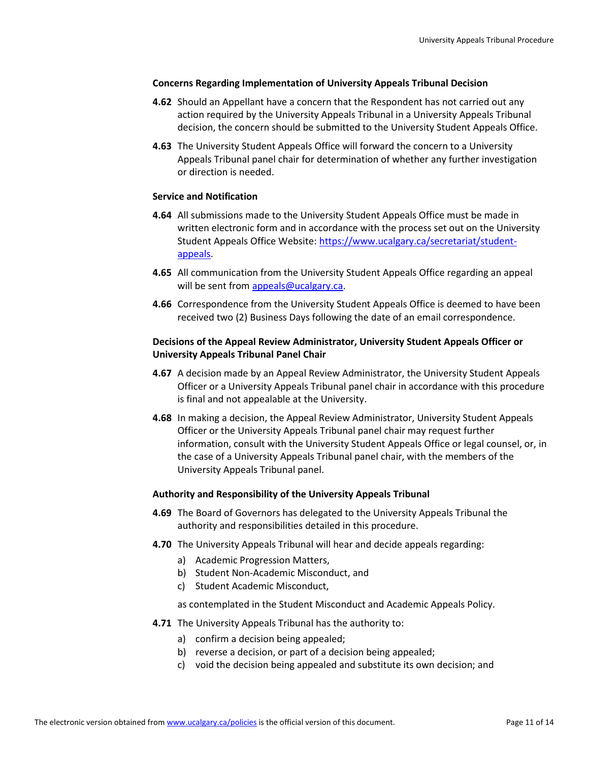**Concerns Regarding Implementation of University Appeals Tribunal Decision**

**4.62** Should an Appellant have a concern that the Respondent has not carried out any action required by the University Appeals Tribunal in a University Appeals Tribunal decision, the concern should be submitted to the University Student Appeals Office.

**4.63** The University Student Appeals Office will forward the concern to a University Appeals Tribunal panel chair for determination of whether any further investigation or direction is needed.

**Service and Notification**

**4.64** All submissions made to the University Student Appeals Office must be made in written electronic form and in accordance with the process set out on the University Student Appeals Office Website: [https://www.ucalgary.ca/secretariat/student-appeals](https://www.ucalgary.ca/secretariat/student-appeals).

**4.65** All communication from the University Student Appeals Office regarding an appeal will be sent from [appeals@ucalgary.ca](mailto:appeals@ucalgary.ca).

**4.66** Correspondence from the University Student Appeals Office is deemed to have been received two (2) Business Days following the date of an email correspondence.

**Decisions of the Appeal Review Administrator, University Student Appeals Officer or University Appeals Tribunal Panel Chair**

**4.67** A decision made by an Appeal Review Administrator, the University Student Appeals Officer or a University Appeals Tribunal panel chair in accordance with this procedure is final and not appealable at the University.

**4.68** In making a decision, the Appeal Review Administrator, University Student Appeals Officer or the University Appeals Tribunal panel chair may request further information, consult with the University Student Appeals Office or legal counsel, or, in the case of a University Appeals Tribunal panel chair, with the members of the University Appeals Tribunal panel.

**Authority and Responsibility of the University Appeals Tribunal**

**4.69** The Board of Governors has delegated to the University Appeals Tribunal the authority and responsibilities detailed in this procedure.

**4.70** The University Appeals Tribunal will hear and decide appeals regarding:

a) Academic Progression Matters,
b) Student Non-Academic Misconduct, and
c) Student Academic Misconduct,

as contemplated in the Student Misconduct and Academic Appeals Policy.

**4.71** The University Appeals Tribunal has the authority to:

a) confirm a decision being appealed;
b) reverse a decision, or part of a decision being appealed;
c) void the decision being appealed and substitute its own decision; and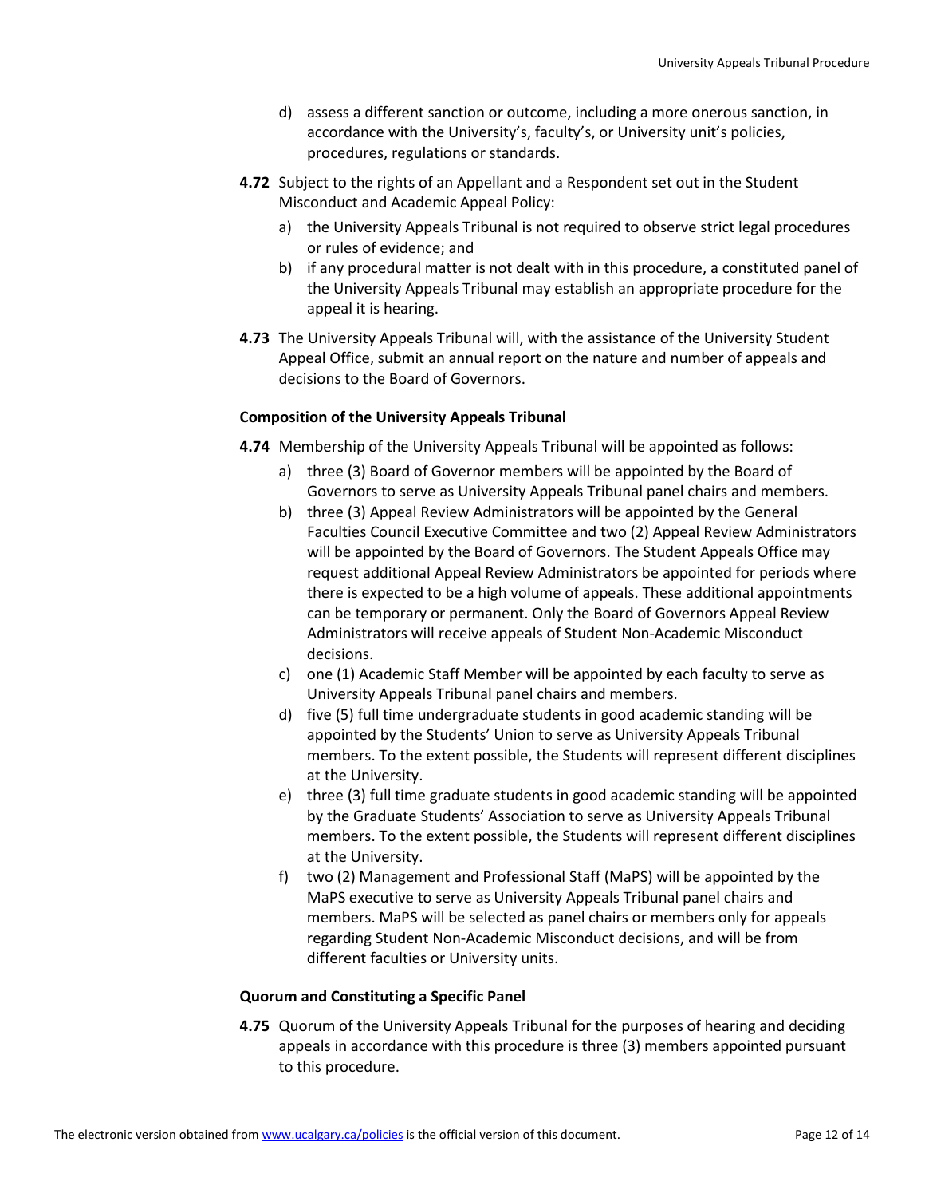d) assess a different sanction or outcome, including a more onerous sanction, in accordance with the University's, faculty's, or University unit's policies, procedures, regulations or standards.

**4.72** Subject to the rights of an Appellant and a Respondent set out in the Student Misconduct and Academic Appeal Policy:

a) the University Appeals Tribunal is not required to observe strict legal procedures or rules of evidence; and

b) if any procedural matter is not dealt with in this procedure, a constituted panel of the University Appeals Tribunal may establish an appropriate procedure for the appeal it is hearing.

**4.73** The University Appeals Tribunal will, with the assistance of the University Student Appeal Office, submit an annual report on the nature and number of appeals and decisions to the Board of Governors.

**Composition of the University Appeals Tribunal**

**4.74** Membership of the University Appeals Tribunal will be appointed as follows:

a) three (3) Board of Governor members will be appointed by the Board of Governors to serve as University Appeals Tribunal panel chairs and members.

b) three (3) Appeal Review Administrators will be appointed by the General Faculties Council Executive Committee and two (2) Appeal Review Administrators will be appointed by the Board of Governors. The Student Appeals Office may request additional Appeal Review Administrators be appointed for periods where there is expected to be a high volume of appeals. These additional appointments can be temporary or permanent. Only the Board of Governors Appeal Review Administrators will receive appeals of Student Non-Academic Misconduct decisions.

c) one (1) Academic Staff Member will be appointed by each faculty to serve as University Appeals Tribunal panel chairs and members.

d) five (5) full time undergraduate students in good academic standing will be appointed by the Students' Union to serve as University Appeals Tribunal members. To the extent possible, the Students will represent different disciplines at the University.

e) three (3) full time graduate students in good academic standing will be appointed by the Graduate Students' Association to serve as University Appeals Tribunal members. To the extent possible, the Students will represent different disciplines at the University.

f) two (2) Management and Professional Staff (MaPS) will be appointed by the MaPS executive to serve as University Appeals Tribunal panel chairs and members. MaPS will be selected as panel chairs or members only for appeals regarding Student Non-Academic Misconduct decisions, and will be from different faculties or University units.

**Quorum and Constituting a Specific Panel**

**4.75** Quorum of the University Appeals Tribunal for the purposes of hearing and deciding appeals in accordance with this procedure is three (3) members appointed pursuant to this procedure.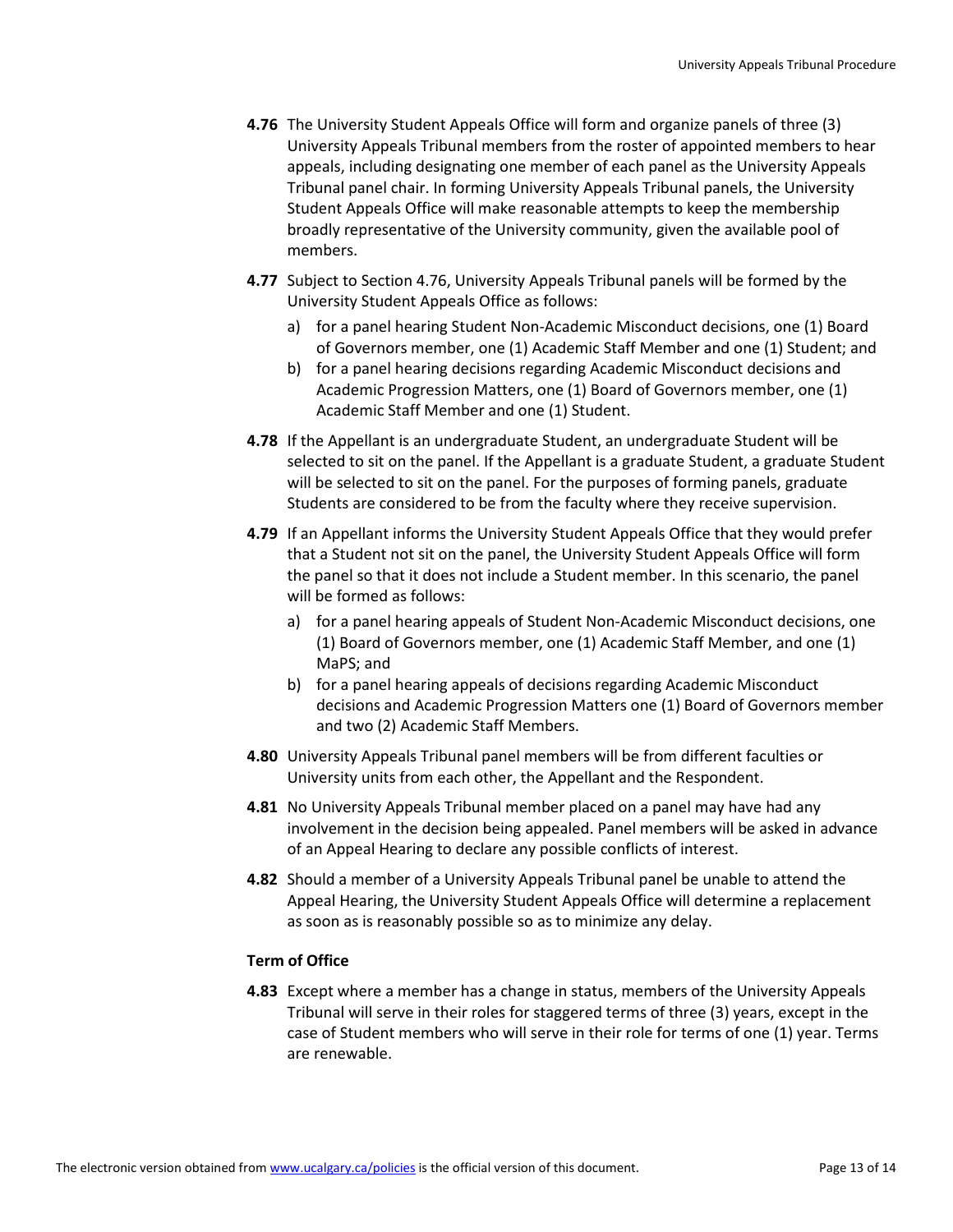**4.76** The University Student Appeals Office will form and organize panels of three (3) University Appeals Tribunal members from the roster of appointed members to hear appeals, including designating one member of each panel as the University Appeals Tribunal panel chair. In forming University Appeals Tribunal panels, the University Student Appeals Office will make reasonable attempts to keep the membership broadly representative of the University community, given the available pool of members.

**4.77** Subject to Section 4.76, University Appeals Tribunal panels will be formed by the University Student Appeals Office as follows:

a) for a panel hearing Student Non-Academic Misconduct decisions, one (1) Board of Governors member, one (1) Academic Staff Member and one (1) Student; and

b) for a panel hearing decisions regarding Academic Misconduct decisions and Academic Progression Matters, one (1) Board of Governors member, one (1) Academic Staff Member and one (1) Student.

**4.78** If the Appellant is an undergraduate Student, an undergraduate Student will be selected to sit on the panel. If the Appellant is a graduate Student, a graduate Student will be selected to sit on the panel. For the purposes of forming panels, graduate Students are considered to be from the faculty where they receive supervision.

**4.79** If an Appellant informs the University Student Appeals Office that they would prefer that a Student not sit on the panel, the University Student Appeals Office will form the panel so that it does not include a Student member. In this scenario, the panel will be formed as follows:

a) for a panel hearing appeals of Student Non-Academic Misconduct decisions, one (1) Board of Governors member, one (1) Academic Staff Member, and one (1) MaPS; and

b) for a panel hearing appeals of decisions regarding Academic Misconduct decisions and Academic Progression Matters one (1) Board of Governors member and two (2) Academic Staff Members.

**4.80** University Appeals Tribunal panel members will be from different faculties or University units from each other, the Appellant and the Respondent.

**4.81** No University Appeals Tribunal member placed on a panel may have had any involvement in the decision being appealed. Panel members will be asked in advance of an Appeal Hearing to declare any possible conflicts of interest.

**4.82** Should a member of a University Appeals Tribunal panel be unable to attend the Appeal Hearing, the University Student Appeals Office will determine a replacement as soon as is reasonably possible so as to minimize any delay.

**Term of Office**

**4.83** Except where a member has a change in status, members of the University Appeals Tribunal will serve in their roles for staggered terms of three (3) years, except in the case of Student members who will serve in their role for terms of one (1) year. Terms are renewable.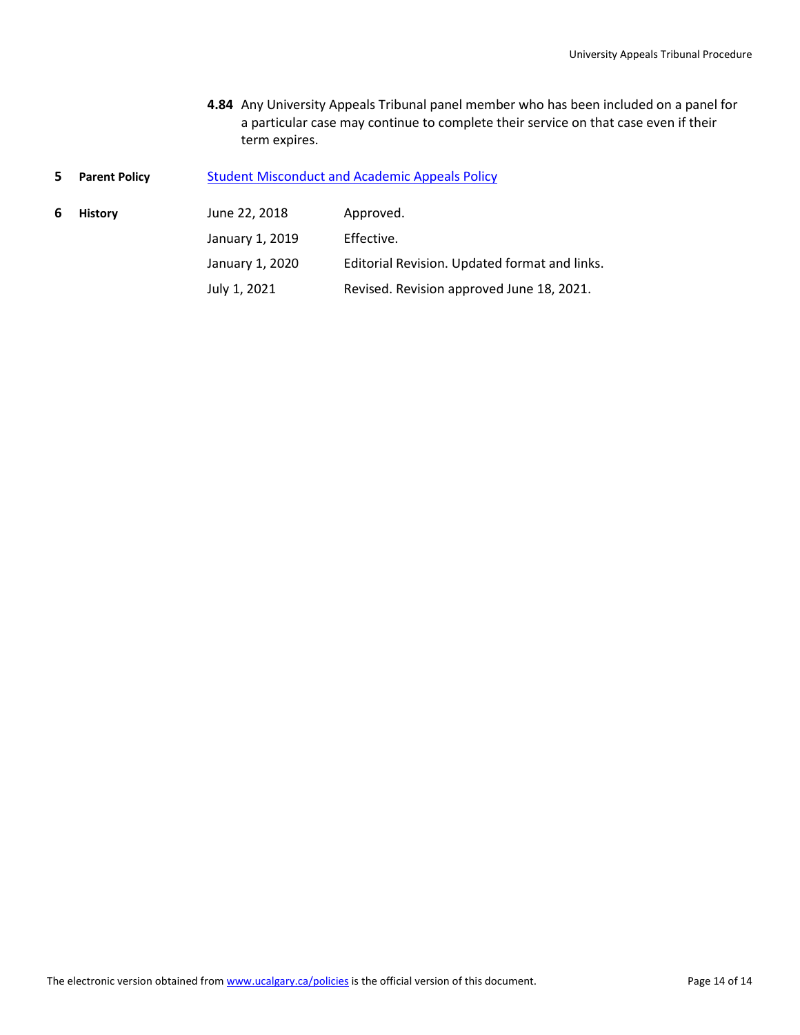**4.84** Any University Appeals Tribunal panel member who has been included on a panel for a particular case may continue to complete their service on that case even if their term expires.

**5 Parent Policy** [Student Misconduct and Academic Appeals Policy]

**6 History**

| | |
|---|---|
| June 22, 2018 | Approved. |
| January 1, 2019 | Effective. |
| January 1, 2020 | Editorial Revision. Updated format and links. |
| July 1, 2021 | Revised. Revision approved June 18, 2021. |

The electronic version obtained from www.ucalgary.ca/policies is the official version of this document.